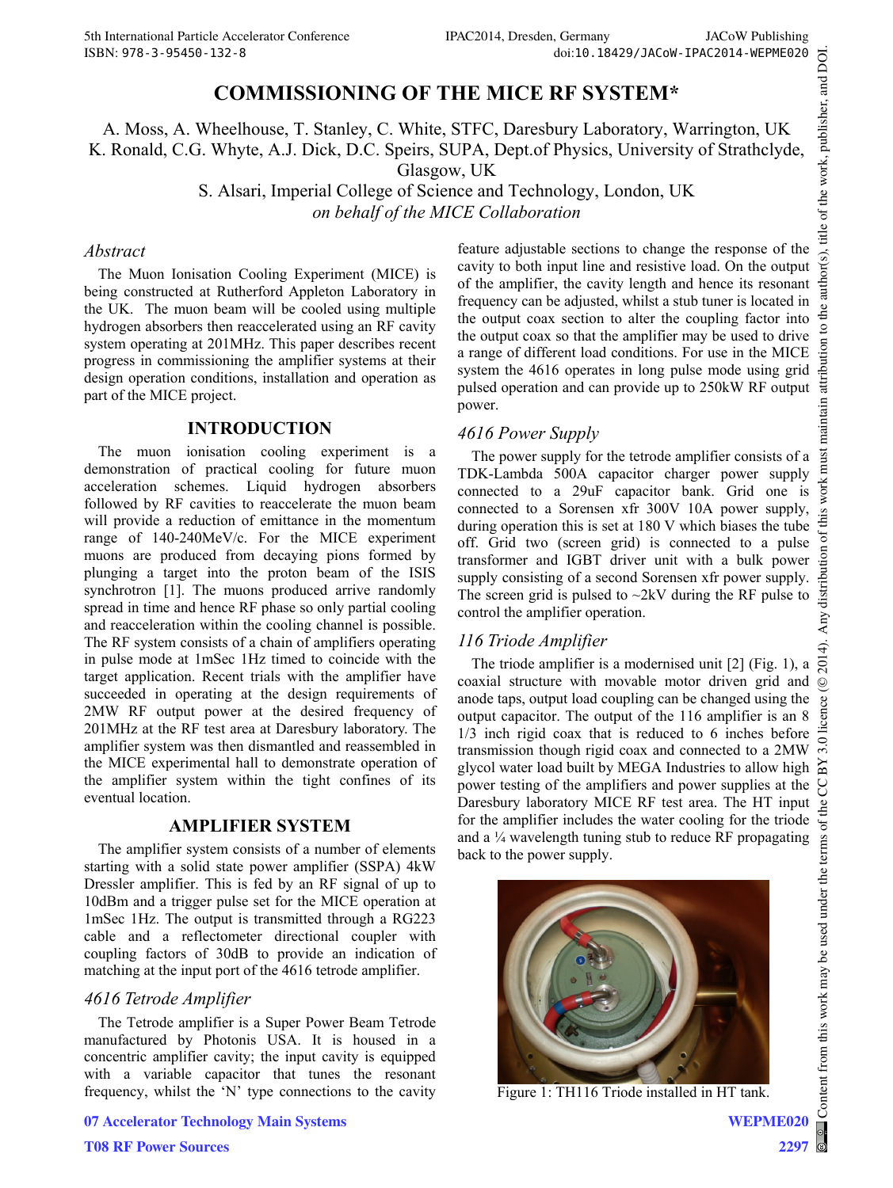# COMMISSIONING OF THE MICE RF SYSTEM*

A. Moss, A. Wheelhouse, T. Stanley, C. White, STFC, Daresbury Laboratory, Warrington, UK
K. Ronald, C.G. Whyte, A.J. Dick, D.C. Speirs, SUPA, Dept.of Physics, University of Strathclyde, Glasgow, UK
S. Alsari, Imperial College of Science and Technology, London, UK
*on behalf of the MICE Collaboration*

## *Abstract*

The Muon Ionisation Cooling Experiment (MICE) is being constructed at Rutherford Appleton Laboratory in the UK. The muon beam will be cooled using multiple hydrogen absorbers then reaccelerated using an RF cavity system operating at 201MHz. This paper describes recent progress in commissioning the amplifier systems at their design operation conditions, installation and operation as part of the MICE project.

## INTRODUCTION

The muon ionisation cooling experiment is a demonstration of practical cooling for future muon acceleration schemes. Liquid hydrogen absorbers followed by RF cavities to reaccelerate the muon beam will provide a reduction of emittance in the momentum range of 140-240MeV/c. For the MICE experiment muons are produced from decaying pions formed by plunging a target into the proton beam of the ISIS synchrotron [1]. The muons produced arrive randomly spread in time and hence RF phase so only partial cooling and reacceleration within the cooling channel is possible. The RF system consists of a chain of amplifiers operating in pulse mode at 1mSec 1Hz timed to coincide with the target application. Recent trials with the amplifier have succeeded in operating at the design requirements of 2MW RF output power at the desired frequency of 201MHz at the RF test area at Daresbury laboratory. The amplifier system was then dismantled and reassembled in the MICE experimental hall to demonstrate operation of the amplifier system within the tight confines of its eventual location.

## AMPLIFIER SYSTEM

The amplifier system consists of a number of elements starting with a solid state power amplifier (SSPA) 4kW Dressler amplifier. This is fed by an RF signal of up to 10dBm and a trigger pulse set for the MICE operation at 1mSec 1Hz. The output is transmitted through a RG223 cable and a reflectometer directional coupler with coupling factors of 30dB to provide an indication of matching at the input port of the 4616 tetrode amplifier.

### *4616 Tetrode Amplifier*

The Tetrode amplifier is a Super Power Beam Tetrode manufactured by Photonis USA. It is housed in a concentric amplifier cavity; the input cavity is equipped with a variable capacitor that tunes the resonant frequency, whilst the 'N' type connections to the cavity feature adjustable sections to change the response of the cavity to both input line and resistive load. On the output of the amplifier, the cavity length and hence its resonant frequency can be adjusted, whilst a stub tuner is located in the output coax section to alter the coupling factor into the output coax so that the amplifier may be used to drive a range of different load conditions. For use in the MICE system the 4616 operates in long pulse mode using grid pulsed operation and can provide up to 250kW RF output power.

### *4616 Power Supply*

The power supply for the tetrode amplifier consists of a TDK-Lambda 500A capacitor charger power supply connected to a 29uF capacitor bank. Grid one is connected to a Sorensen xfr 300V 10A power supply, during operation this is set at 180 V which biases the tube off. Grid two (screen grid) is connected to a pulse transformer and IGBT driver unit with a bulk power supply consisting of a second Sorensen xfr power supply. The screen grid is pulsed to ~2kV during the RF pulse to control the amplifier operation.

### *116 Triode Amplifier*

The triode amplifier is a modernised unit [2] (Fig. 1), a coaxial structure with movable motor driven grid and anode taps, output load coupling can be changed using the output capacitor. The output of the 116 amplifier is an 8 1/3 inch rigid coax that is reduced to 6 inches before transmission though rigid coax and connected to a 2MW glycol water load built by MEGA Industries to allow high power testing of the amplifiers and power supplies at the Daresbury laboratory MICE RF test area. The HT input for the amplifier includes the water cooling for the triode and a ¼ wavelength tuning stub to reduce RF propagating back to the power supply.

Figure 1: TH116 Triode installed in HT tank.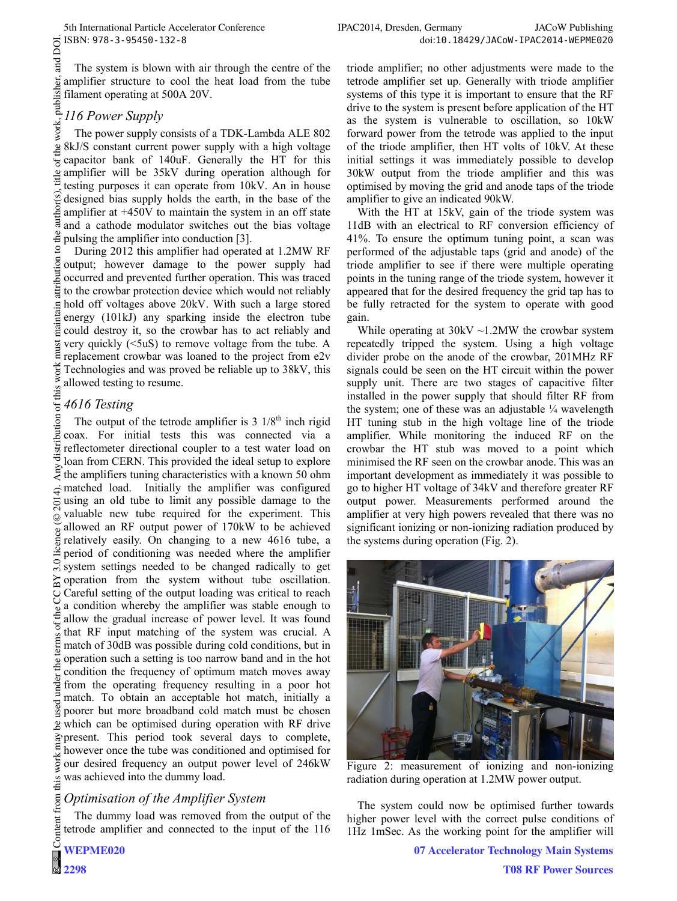The system is blown with air through the centre of the amplifier structure to cool the heat load from the tube filament operating at 500A 20V.

### 116 Power Supply

The power supply consists of a TDK-Lambda ALE 802 8kJ/S constant current power supply with a high voltage capacitor bank of 140uF. Generally the HT for this amplifier will be 35kV during operation although for testing purposes it can operate from 10kV. An in house designed bias supply holds the earth, in the base of the amplifier at +450V to maintain the system in an off state and a cathode modulator switches out the bias voltage pulsing the amplifier into conduction [3].

During 2012 this amplifier had operated at 1.2MW RF output; however damage to the power supply had occurred and prevented further operation. This was traced to the crowbar protection device which would not reliably hold off voltages above 20kV. With such a large stored energy (101kJ) any sparking inside the electron tube could destroy it, so the crowbar has to act reliably and very quickly (<5uS) to remove voltage from the tube. A replacement crowbar was loaned to the project from e2v Technologies and was proved be reliable up to 38kV, this allowed testing to resume.

### 4616 Testing

The output of the tetrode amplifier is 3 1/8th inch rigid coax. For initial tests this was connected via a reflectometer directional coupler to a test water load on loan from CERN. This provided the ideal setup to explore the amplifiers tuning characteristics with a known 50 ohm matched load. Initially the amplifier was configured using an old tube to limit any possible damage to the valuable new tube required for the experiment. This allowed an RF output power of 170kW to be achieved relatively easily. On changing to a new 4616 tube, a period of conditioning was needed where the amplifier system settings needed to be changed radically to get operation from the system without tube oscillation. Careful setting of the output loading was critical to reach a condition whereby the amplifier was stable enough to allow the gradual increase of power level. It was found that RF input matching of the system was crucial. A match of 30dB was possible during cold conditions, but in operation such a setting is too narrow band and in the hot condition the frequency of optimum match moves away from the operating frequency resulting in a poor hot match. To obtain an acceptable hot match, initially a poorer but more broadband cold match must be chosen which can be optimised during operation with RF drive present. This period took several days to complete, however once the tube was conditioned and optimised for our desired frequency an output power level of 246kW was achieved into the dummy load.

### Optimisation of the Amplifier System

The dummy load was removed from the output of the tetrode amplifier and connected to the input of the 116 triode amplifier; no other adjustments were made to the tetrode amplifier set up. Generally with triode amplifier systems of this type it is important to ensure that the RF drive to the system is present before application of the HT as the system is vulnerable to oscillation, so 10kW forward power from the tetrode was applied to the input of the triode amplifier, then HT volts of 10kV. At these initial settings it was immediately possible to develop 30kW output from the triode amplifier and this was optimised by moving the grid and anode taps of the triode amplifier to give an indicated 90kW.

With the HT at 15kV, gain of the triode system was 11dB with an electrical to RF conversion efficiency of 41%. To ensure the optimum tuning point, a scan was performed of the adjustable taps (grid and anode) of the triode amplifier to see if there were multiple operating points in the tuning range of the triode system, however it appeared that for the desired frequency the grid tap has to be fully retracted for the system to operate with good gain.

While operating at 30kV ~1.2MW the crowbar system repeatedly tripped the system. Using a high voltage divider probe on the anode of the crowbar, 201MHz RF signals could be seen on the HT circuit within the power supply unit. There are two stages of capacitive filter installed in the power supply that should filter RF from the system; one of these was an adjustable ¼ wavelength HT tuning stub in the high voltage line of the triode amplifier. While monitoring the induced RF on the crowbar the HT stub was moved to a point which minimised the RF seen on the crowbar anode. This was an important development as immediately it was possible to go to higher HT voltage of 34kV and therefore greater RF output power. Measurements performed around the amplifier at very high powers revealed that there was no significant ionizing or non-ionizing radiation produced by the systems during operation (Fig. 2).

Figure 2: measurement of ionizing and non-ionizing radiation during operation at 1.2MW power output.

The system could now be optimised further towards higher power level with the correct pulse conditions of 1Hz 1mSec. As the working point for the amplifier will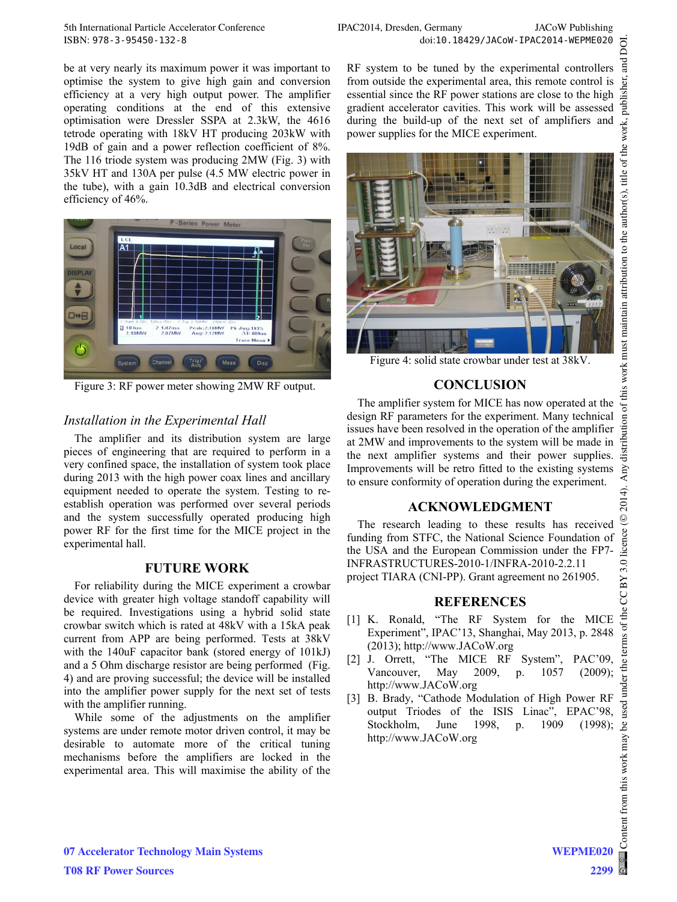be at very nearly its maximum power it was important to optimise the system to give high gain and conversion efficiency at a very high output power. The amplifier operating conditions at the end of this extensive optimisation were Dressler SSPA at 2.3kW, the 4616 tetrode operating with 18kV HT producing 203kW with 19dB of gain and a power reflection coefficient of 8%. The 116 triode system was producing 2MW (Fig. 3) with 35kV HT and 130A per pulse (4.5 MW electric power in the tube), with a gain 10.3dB and electrical conversion efficiency of 46%.

Figure 3: RF power meter showing 2MW RF output.

### *Installation in the Experimental Hall*

The amplifier and its distribution system are large pieces of engineering that are required to perform in a very confined space, the installation of system took place during 2013 with the high power coax lines and ancillary equipment needed to operate the system. Testing to re-establish operation was performed over several periods and the system successfully operated producing high power RF for the first time for the MICE project in the experimental hall.

## FUTURE WORK

For reliability during the MICE experiment a crowbar device with greater high voltage standoff capability will be required. Investigations using a hybrid solid state crowbar switch which is rated at 48kV with a 15kA peak current from APP are being performed. Tests at 38kV with the 140uF capacitor bank (stored energy of 101kJ) and a 5 Ohm discharge resistor are being performed (Fig. 4) and are proving successful; the device will be installed into the amplifier power supply for the next set of tests with the amplifier running.

While some of the adjustments on the amplifier systems are under remote motor driven control, it may be desirable to automate more of the critical tuning mechanisms before the amplifiers are locked in the experimental area. This will maximise the ability of the RF system to be tuned by the experimental controllers from outside the experimental area, this remote control is essential since the RF power stations are close to the high gradient accelerator cavities. This work will be assessed during the build-up of the next set of amplifiers and power supplies for the MICE experiment.

Figure 4: solid state crowbar under test at 38kV.

## CONCLUSION

The amplifier system for MICE has now operated at the design RF parameters for the experiment. Many technical issues have been resolved in the operation of the amplifier at 2MW and improvements to the system will be made in the next amplifier systems and their power supplies. Improvements will be retro fitted to the existing systems to ensure conformity of operation during the experiment.

## ACKNOWLEDGMENT

The research leading to these results has received funding from STFC, the National Science Foundation of the USA and the European Commission under the FP7-INFRASTRUCTURES-2010-1/INFRA-2010-2.2.11 project TIARA (CNI-PP). Grant agreement no 261905.

## REFERENCES

[1] K. Ronald, "The RF System for the MICE Experiment", IPAC'13, Shanghai, May 2013, p. 2848 (2013); http://www.JACoW.org

[2] J. Orrett, "The MICE RF System", PAC'09, Vancouver, May 2009, p. 1057 (2009); http://www.JACoW.org

[3] B. Brady, "Cathode Modulation of High Power RF output Triodes of the ISIS Linac", EPAC'98, Stockholm, June 1998, p. 1909 (1998); http://www.JACoW.org